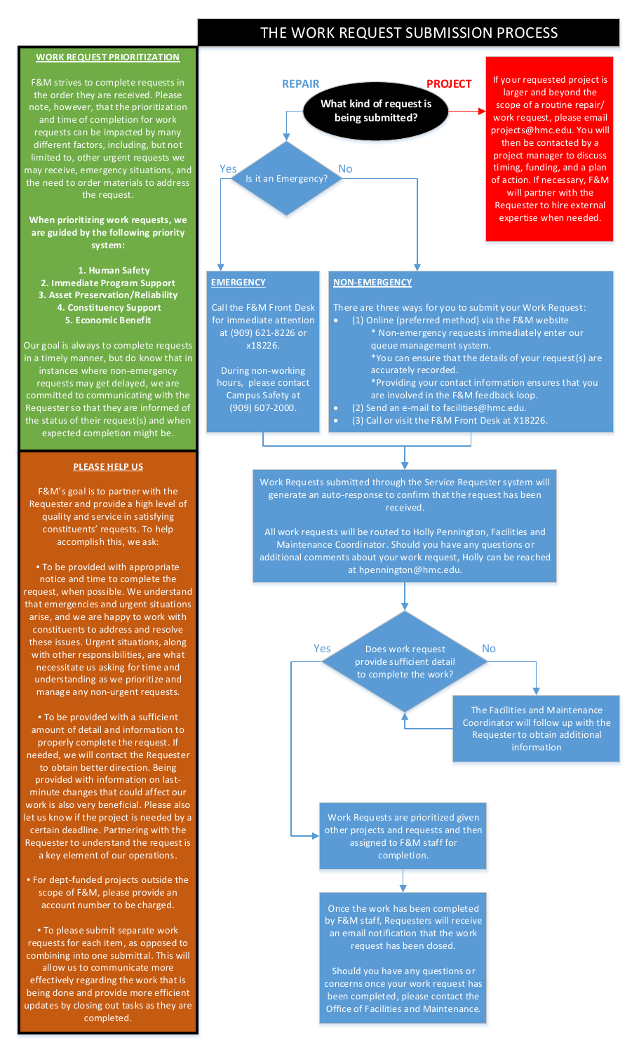# THE WORK REQUEST SUBMISSION PROCESS

## WORK REQUEST PRIORITIZATION

F&M strives to complete requests in the order they are received. Please note, however, that the prioritization and time of completion for work requests can be impacted by many different factors, including, but not limited to, other urgent requests we may receive, emergency situations, and the need to order materials to address the request.

**When prioritizing work requests, we are guided by the following priority system:**

1. **Human Safety**
2. **Immediate Program Support**
3. **Asset Preservation/Reliability**
4. **Constituency Support**
5. **Economic Benefit**

Our goal is always to complete requests in a timely manner, but do know that in instances where non-emergency requests may get delayed, we are committed to communicating with the Requester so that they are informed of the status of their request(s) and when expected completion might be.

## PLEASE HELP US

F&M's goal is to partner with the Requester and provide a high level of quality and service in satisfying constituents' requests. To help accomplish this, we ask:

- To be provided with appropriate notice and time to complete the request, when possible. We understand that emergencies and urgent situations arise, and we are happy to work with constituents to address and resolve these issues. Urgent situations, along with other responsibilities, are what necessitate us asking for time and understanding as we prioritize and manage any non-urgent requests.
- To be provided with a sufficient amount of detail and information to properly complete the request. If needed, we will contact the Requester to obtain better direction. Being provided with information on last-minute changes that could affect our work is also very beneficial. Please also let us know if the project is needed by a certain deadline. Partnering with the Requester to understand the request is a key element of our operations.
- For dept-funded projects outside the scope of F&M, please provide an account number to be charged.
- To please submit separate work requests for each item, as opposed to combining into one submittal. This will allow us to communicate more effectively regarding the work that is being done and provide more efficient updates by closing out tasks as they are completed.

---

**What kind of request is being submitted?**

- **REPAIR** → Is it an Emergency?
- **PROJECT** → If your requested project is larger and beyond the scope of a routine repair/work request, please email projects@hmc.edu. You will then be contacted by a project manager to discuss timing, funding, and a plan of action. If necessary, F&M will partner with the Requester to hire external expertise when needed.

**Is it an Emergency?**

- **Yes** →

### EMERGENCY

Call the F&M Front Desk for immediate attention at (909) 621-8226 or x18226.

During non-working hours, please contact Campus Safety at (909) 607-2000.

- **No** →

### NON-EMERGENCY

There are three ways for you to submit your Work Request:

- (1) Online (preferred method) via the F&M website
  - * Non-emergency requests immediately enter our queue management system.
  - *You can ensure that the details of your request(s) are accurately recorded.
  - *Providing your contact information ensures that you are involved in the F&M feedback loop.
- (2) Send an e-mail to facilities@hmc.edu.
- (3) Call or visit the F&M Front Desk at X18226.

↓

Work Requests submitted through the Service Requester system will generate an auto-response to confirm that the request has been received.

All work requests will be routed to Holly Pennington, Facilities and Maintenance Coordinator. Should you have any questions or additional comments about your work request, Holly can be reached at hpennington@hmc.edu.

↓

**Does work request provide sufficient detail to complete the work?**

- **No** → The Facilities and Maintenance Coordinator will follow up with the Requester to obtain additional information (then return to the question above).
- **Yes** →

Work Requests are prioritized given other projects and requests and then assigned to F&M staff for completion.

↓

Once the work has been completed by F&M staff, Requesters will receive an email notification that the work request has been closed.

Should you have any questions or concerns once your work request has been completed, please contact the Office of Facilities and Maintenance.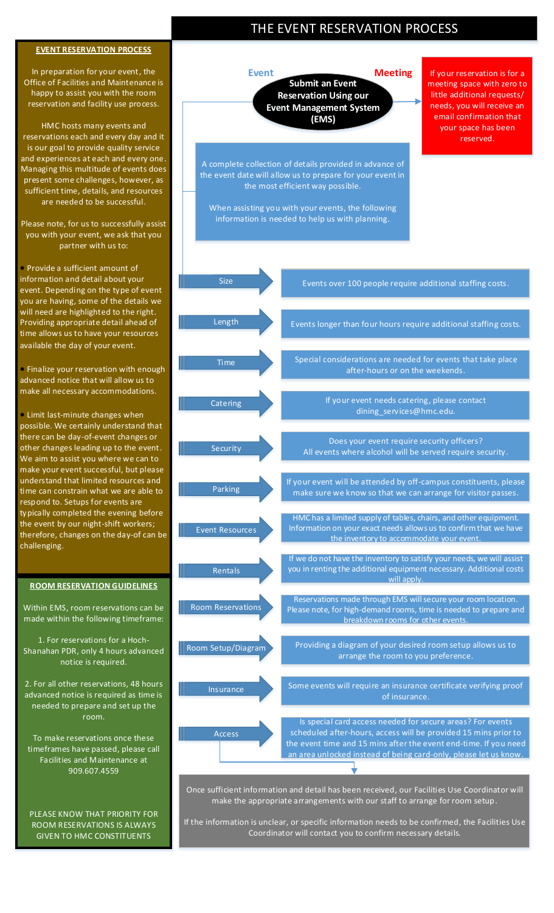# THE EVENT RESERVATION PROCESS

## EVENT RESERVATION PROCESS

In preparation for your event, the Office of Facilities and Maintenance is happy to assist you with the room reservation and facility use process.

HMC hosts many events and reservations each and every day and it is our goal to provide quality service and experiences at each and every one. Managing this multitude of events does present some challenges, however, as sufficient time, details, and resources are needed to be successful.

Please note, for us to successfully assist you with your event, we ask that you partner with us to:

- Provide a sufficient amount of information and detail about your event. Depending on the type of event you are having, some of the details we will need are highlighted to the right. Providing appropriate detail ahead of time allows us to have your resources available the day of your event.
- Finalize your reservation with enough advanced notice that will allow us to make all necessary accommodations.
- Limit last-minute changes when possible. We certainly understand that there can be day-of-event changes or other changes leading up to the event. We aim to assist you where we can to make your event successful, but please understand that limited resources and time can constrain what we are able to respond to. Setups for events are typically completed the evening before the event by our night-shift workers; therefore, changes on the day-of can be challenging.

## ROOM RESERVATION GUIDELINES

Within EMS, room reservations can be made within the following timeframe:

1. For reservations for a Hoch-Shanahan PDR, only 4 hours advanced notice is required.
2. For all other reservations, 48 hours advanced notice is required as time is needed to prepare and set up the room.

To make reservations once these timeframes have passed, please call Facilities and Maintenance at 909.607.4559

PLEASE KNOW THAT PRIORITY FOR ROOM RESERVATIONS IS ALWAYS GIVEN TO HMC CONSTITUENTS

---

**Submit an Event Reservation Using our Event Management System (EMS)**

**Meeting:** If your reservation is for a meeting space with zero to little additional requests/needs, you will receive an email confirmation that your space has been reserved.

**Event:** A complete collection of details provided in advance of the event date will allow us to prepare for your event in the most efficient way possible.

When assisting you with your events, the following information is needed to help us with planning.

- **Size** → Events over 100 people require additional staffing costs.
- **Length** → Events longer than four hours require additional staffing costs.
- **Time** → Special considerations are needed for events that take place after-hours or on the weekends.
- **Catering** → If your event needs catering, please contact dining_services@hmc.edu.
- **Security** → Does your event require security officers? All events where alcohol will be served require security.
- **Parking** → If your event will be attended by off-campus constituents, please make sure we know so that we can arrange for visitor passes.
- **Event Resources** → HMC has a limited supply of tables, chairs, and other equipment. Information on your exact needs allows us to confirm that we have the inventory to accommodate your event.
- **Rentals** → If we do not have the inventory to satisfy your needs, we will assist you in renting the additional equipment necessary. Additional costs will apply.
- **Room Reservations** → Reservations made through EMS will secure your room location. Please note, for high-demand rooms, time is needed to prepare and breakdown rooms for other events.
- **Room Setup/Diagram** → Providing a diagram of your desired room setup allows us to arrange the room to you preference.
- **Insurance** → Some events will require an insurance certificate verifying proof of insurance.
- **Access** → Is special card access needed for secure areas? For events scheduled after-hours, access will be provided 15 mins prior to the event time and 15 mins after the event end-time. If you need an area unlocked instead of being card-only, please let us know.

Once sufficient information and detail has been received, our Facilities Use Coordinator will make the appropriate arrangements with our staff to arrange for room setup.

If the information is unclear, or specific information needs to be confirmed, the Facilities Use Coordinator will contact you to confirm necessary details.